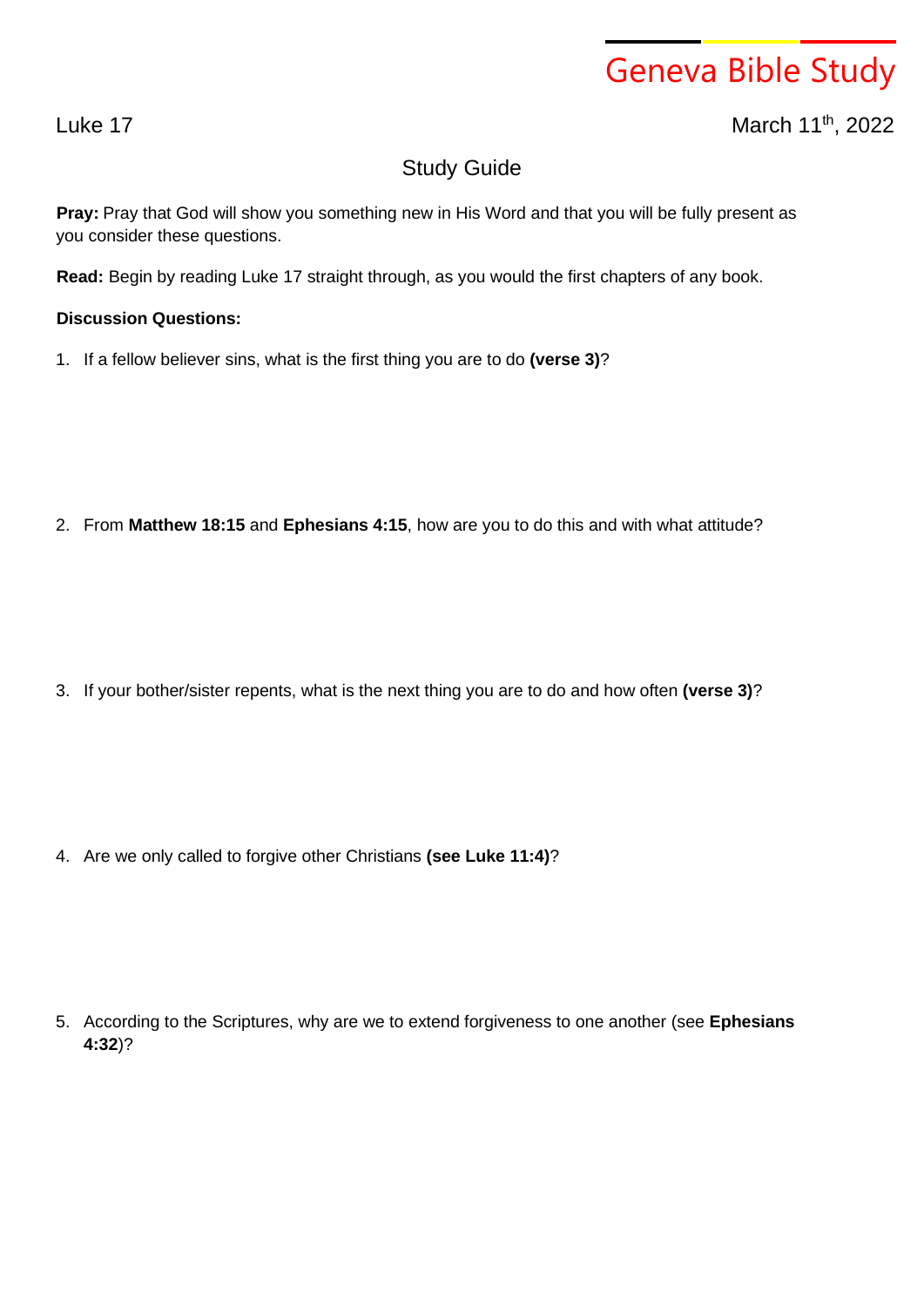# Geneva Bible Study

Luke 17

March 11th, 2022

## Study Guide

**Pray:** Pray that God will show you something new in His Word and that you will be fully present as you consider these questions.

**Read:** Begin by reading Luke 17 straight through, as you would the first chapters of any book.

**Discussion Questions:**

1. If a fellow believer sins, what is the first thing you are to do **(verse 3)**?

2. From **Matthew 18:15** and **Ephesians 4:15**, how are you to do this and with what attitude?

3. If your bother/sister repents, what is the next thing you are to do and how often **(verse 3)**?

4. Are we only called to forgive other Christians **(see Luke 11:4)**?

5. According to the Scriptures, why are we to extend forgiveness to one another (see **Ephesians 4:32**)?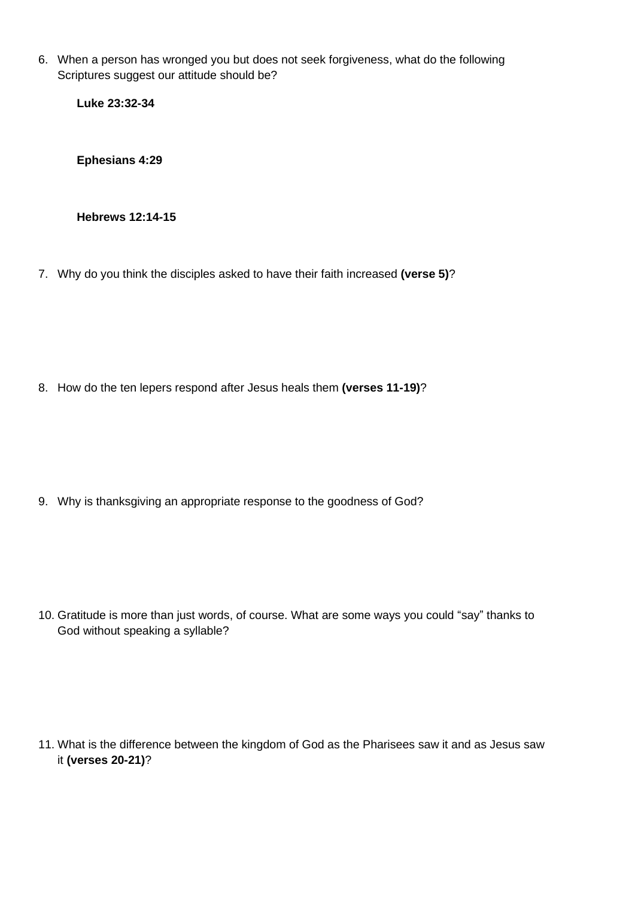6. When a person has wronged you but does not seek forgiveness, what do the following Scriptures suggest our attitude should be?

   **Luke 23:32-34**

   **Ephesians 4:29**

   **Hebrews 12:14-15**

7. Why do you think the disciples asked to have their faith increased **(verse 5)**?

8. How do the ten lepers respond after Jesus heals them **(verses 11-19)**?

9. Why is thanksgiving an appropriate response to the goodness of God?

10. Gratitude is more than just words, of course. What are some ways you could “say” thanks to God without speaking a syllable?

11. What is the difference between the kingdom of God as the Pharisees saw it and as Jesus saw it **(verses 20-21)**?